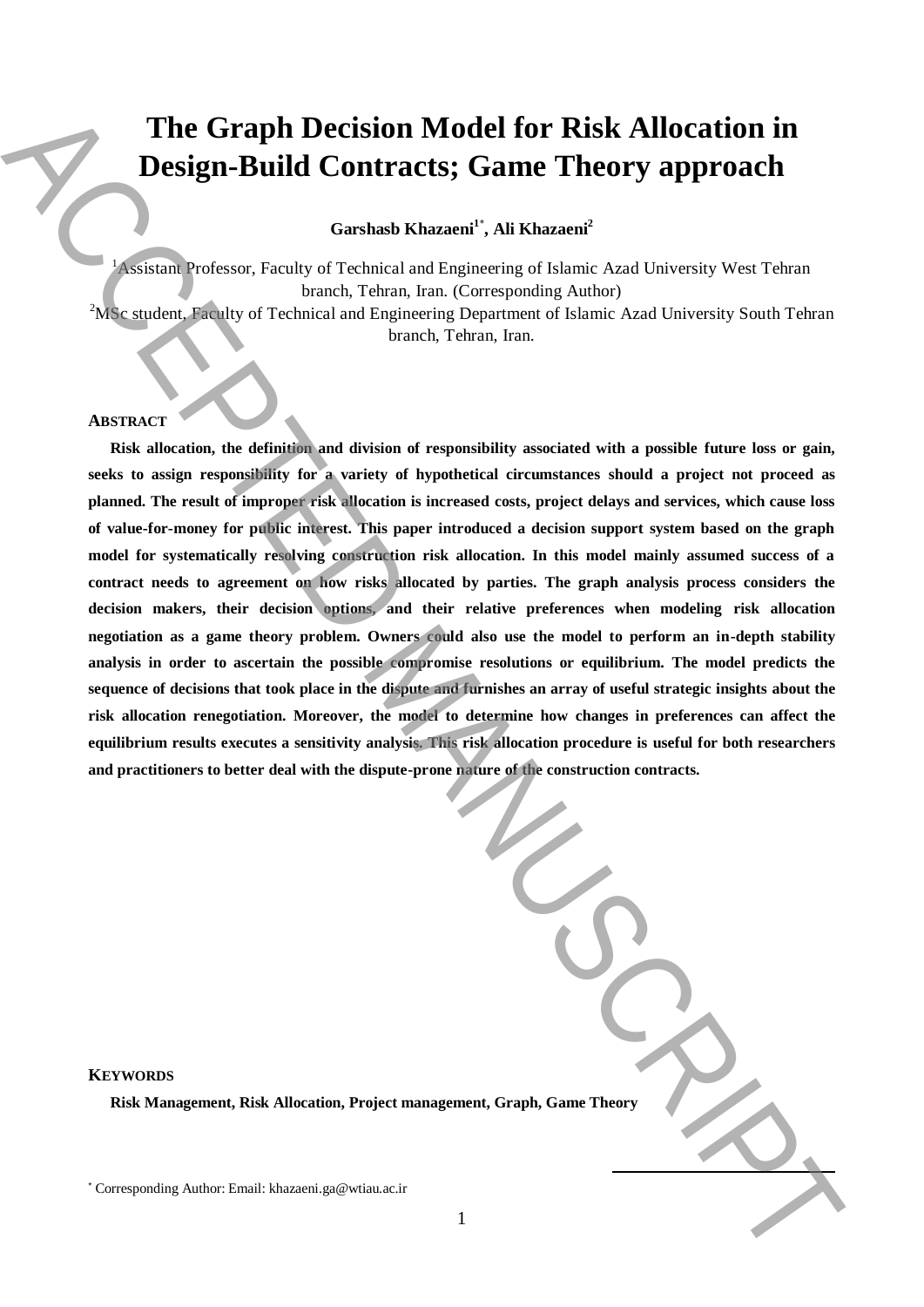# The Graph Decision Model for Risk Allocation in Design-Build Contracts; Game Theory approach

**Garshasb Khazaeni[1*], Ali Khazaeni[2]**

[1]Assistant Professor, Faculty of Technical and Engineering of Islamic Azad University West Tehran branch, Tehran, Iran. (Corresponding Author)

[2]MSc student, Faculty of Technical and Engineering Department of Islamic Azad University South Tehran branch, Tehran, Iran.

## ABSTRACT

**Risk allocation, the definition and division of responsibility associated with a possible future loss or gain, seeks to assign responsibility for a variety of hypothetical circumstances should a project not proceed as planned. The result of improper risk allocation is increased costs, project delays and services, which cause loss of value-for-money for public interest. This paper introduced a decision support system based on the graph model for systematically resolving construction risk allocation. In this model mainly assumed success of a contract needs to agreement on how risks allocated by parties. The graph analysis process considers the decision makers, their decision options, and their relative preferences when modeling risk allocation negotiation as a game theory problem. Owners could also use the model to perform an in-depth stability analysis in order to ascertain the possible compromise resolutions or equilibrium. The model predicts the sequence of decisions that took place in the dispute and furnishes an array of useful strategic insights about the risk allocation renegotiation. Moreover, the model to determine how changes in preferences can affect the equilibrium results executes a sensitivity analysis. This risk allocation procedure is useful for both researchers and practitioners to better deal with the dispute-prone nature of the construction contracts.**

## KEYWORDS

**Risk Management, Risk Allocation, Project management, Graph, Game Theory**

[*] Corresponding Author: Email: khazaeni.ga@wtiau.ac.ir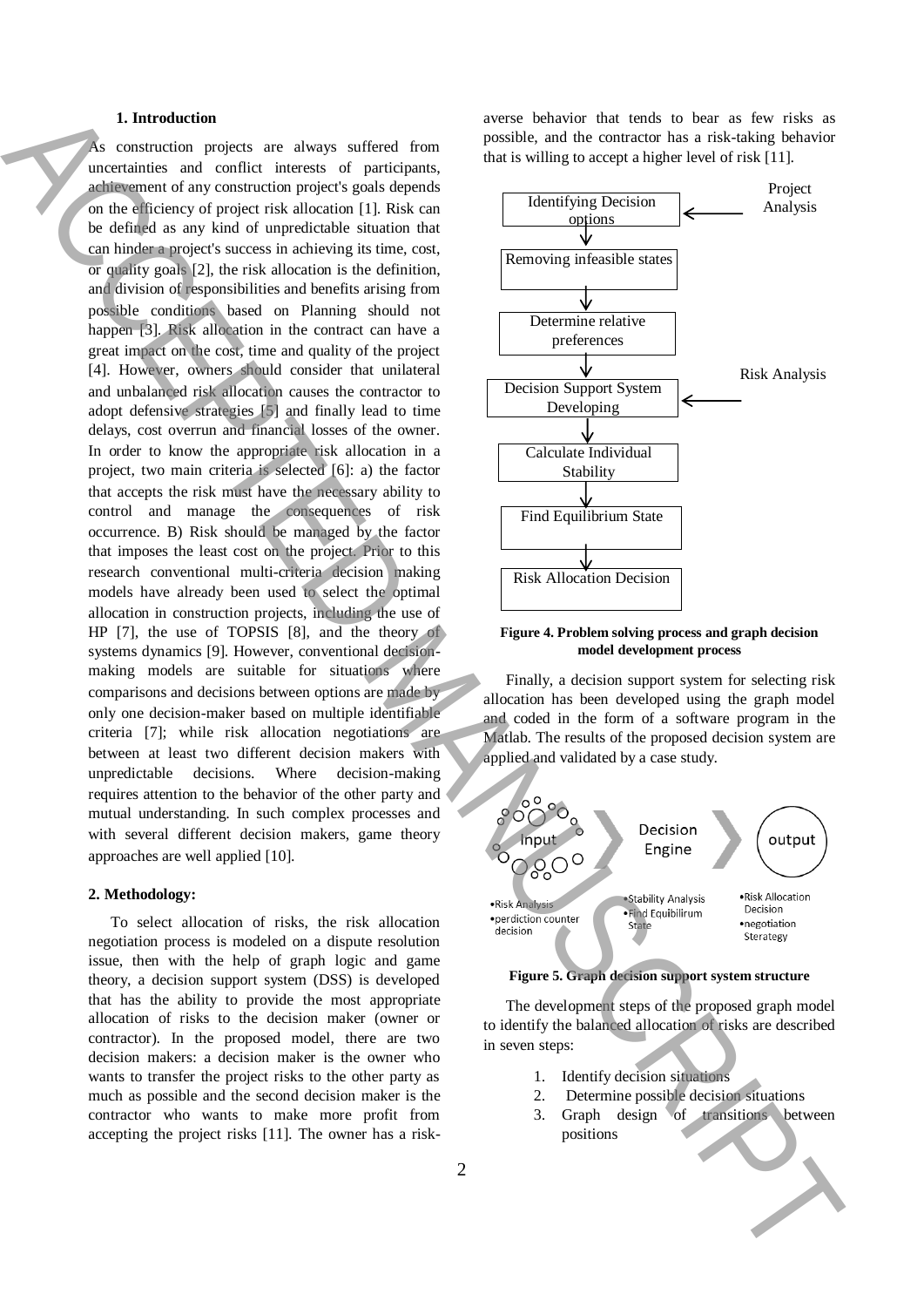## 1. Introduction

As construction projects are always suffered from uncertainties and conflict interests of participants, achievement of any construction project's goals depends on the efficiency of project risk allocation [1]. Risk can be defined as any kind of unpredictable situation that can hinder a project's success in achieving its time, cost, or quality goals [2], the risk allocation is the definition, and division of responsibilities and benefits arising from possible conditions based on Planning should not happen [3]. Risk allocation in the contract can have a great impact on the cost, time and quality of the project [4]. However, owners should consider that unilateral and unbalanced risk allocation causes the contractor to adopt defensive strategies [5] and finally lead to time delays, cost overrun and financial losses of the owner. In order to know the appropriate risk allocation in a project, two main criteria is selected [6]: a) the factor that accepts the risk must have the necessary ability to control and manage the consequences of risk occurrence. B) Risk should be managed by the factor that imposes the least cost on the project. Prior to this research conventional multi-criteria decision making models have already been used to select the optimal allocation in construction projects, including the use of HP [7], the use of TOPSIS [8], and the theory of systems dynamics [9]. However, conventional decision-making models are suitable for situations where comparisons and decisions between options are made by only one decision-maker based on multiple identifiable criteria [7]; while risk allocation negotiations are between at least two different decision makers with unpredictable decisions. Where decision-making requires attention to the behavior of the other party and mutual understanding. In such complex processes and with several different decision makers, game theory approaches are well applied [10].

## 2. Methodology:

To select allocation of risks, the risk allocation negotiation process is modeled on a dispute resolution issue, then with the help of graph logic and game theory, a decision support system (DSS) is developed that has the ability to provide the most appropriate allocation of risks to the decision maker (owner or contractor). In the proposed model, there are two decision makers: a decision maker is the owner who wants to transfer the project risks to the other party as much as possible and the second decision maker is the contractor who wants to make more profit from accepting the project risks [11]. The owner has a risk-averse behavior that tends to bear as few risks as possible, and the contractor has a risk-taking behavior that is willing to accept a higher level of risk [11].

Identifying Decision options ← Project Analysis
↓
Removing infeasible states
↓
Determine relative preferences
↓
Decision Support System Developing ← Risk Analysis
↓
Calculate Individual Stability
↓
Find Equilibrium State
↓
Risk Allocation Decision

**Figure 4. Problem solving process and graph decision model development process**

Finally, a decision support system for selecting risk allocation has been developed using the graph model and coded in the form of a software program in the Matlab. The results of the proposed decision system are applied and validated by a case study.

Input → Decision Engine → output

- Risk Analysis
- perdiction counter decision

- Stability Analysis
- Find Equibilirum State

- Risk Allocation Decision
- negotiation Sterategy

**Figure 5. Graph decision support system structure**

The development steps of the proposed graph model to identify the balanced allocation of risks are described in seven steps:

1. Identify decision situations
2. Determine possible decision situations
3. Graph design of transitions between positions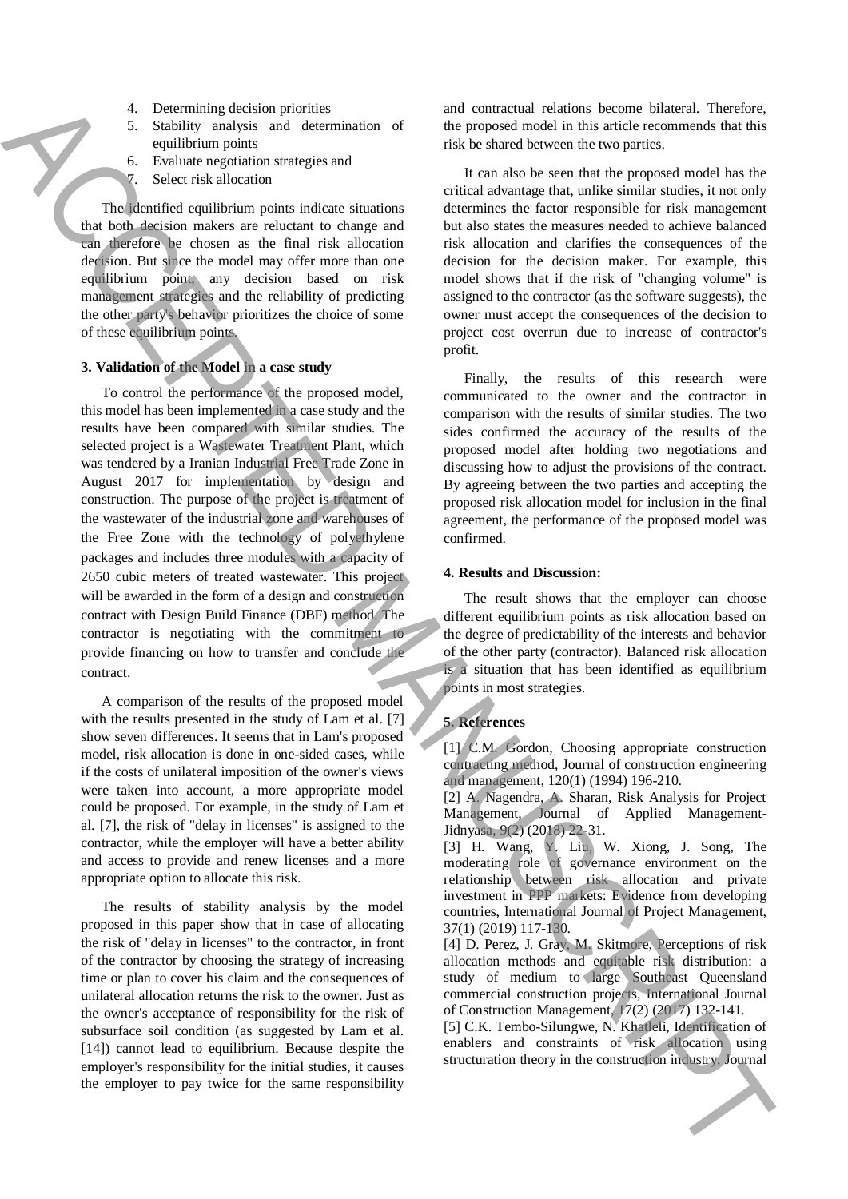4. Determining decision priorities
5. Stability analysis and determination of equilibrium points
6. Evaluate negotiation strategies and
7. Select risk allocation

The identified equilibrium points indicate situations that both decision makers are reluctant to change and can therefore be chosen as the final risk allocation decision. But since the model may offer more than one equilibrium point, any decision based on risk management strategies and the reliability of predicting the other party's behavior prioritizes the choice of some of these equilibrium points.

## 3. Validation of the Model in a case study

To control the performance of the proposed model, this model has been implemented in a case study and the results have been compared with similar studies. The selected project is a Wastewater Treatment Plant, which was tendered by a Iranian Industrial Free Trade Zone in August 2017 for implementation by design and construction. The purpose of the project is treatment of the wastewater of the industrial zone and warehouses of the Free Zone with the technology of polyethylene packages and includes three modules with a capacity of 2650 cubic meters of treated wastewater. This project will be awarded in the form of a design and construction contract with Design Build Finance (DBF) method. The contractor is negotiating with the commitment to provide financing on how to transfer and conclude the contract.

A comparison of the results of the proposed model with the results presented in the study of Lam et al. [7] show seven differences. It seems that in Lam's proposed model, risk allocation is done in one-sided cases, while if the costs of unilateral imposition of the owner's views were taken into account, a more appropriate model could be proposed. For example, in the study of Lam et al. [7], the risk of "delay in licenses" is assigned to the contractor, while the employer will have a better ability and access to provide and renew licenses and a more appropriate option to allocate this risk.

The results of stability analysis by the model proposed in this paper show that in case of allocating the risk of "delay in licenses" to the contractor, in front of the contractor by choosing the strategy of increasing time or plan to cover his claim and the consequences of unilateral allocation returns the risk to the owner. Just as the owner's acceptance of responsibility for the risk of subsurface soil condition (as suggested by Lam et al. [14]) cannot lead to equilibrium. Because despite the employer's responsibility for the initial studies, it causes the employer to pay twice for the same responsibility and contractual relations become bilateral. Therefore, the proposed model in this article recommends that this risk be shared between the two parties.

It can also be seen that the proposed model has the critical advantage that, unlike similar studies, it not only determines the factor responsible for risk management but also states the measures needed to achieve balanced risk allocation and clarifies the consequences of the decision for the decision maker. For example, this model shows that if the risk of "changing volume" is assigned to the contractor (as the software suggests), the owner must accept the consequences of the decision to project cost overrun due to increase of contractor's profit.

Finally, the results of this research were communicated to the owner and the contractor in comparison with the results of similar studies. The two sides confirmed the accuracy of the results of the proposed model after holding two negotiations and discussing how to adjust the provisions of the contract. By agreeing between the two parties and accepting the proposed risk allocation model for inclusion in the final agreement, the performance of the proposed model was confirmed.

## 4. Results and Discussion:

The result shows that the employer can choose different equilibrium points as risk allocation based on the degree of predictability of the interests and behavior of the other party (contractor). Balanced risk allocation is a situation that has been identified as equilibrium points in most strategies.

## 5. References

[1] C.M. Gordon, Choosing appropriate construction contracting method, Journal of construction engineering and management, 120(1) (1994) 196-210.

[2] A. Nagendra, A. Sharan, Risk Analysis for Project Management, Journal of Applied Management-Jidnyasa, 9(2) (2018) 22-31.

[3] H. Wang, Y. Liu, W. Xiong, J. Song, The moderating role of governance environment on the relationship between risk allocation and private investment in PPP markets: Evidence from developing countries, International Journal of Project Management, 37(1) (2019) 117-130.

[4] D. Perez, J. Gray, M. Skitmore, Perceptions of risk allocation methods and equitable risk distribution: a study of medium to large Southeast Queensland commercial construction projects, International Journal of Construction Management, 17(2) (2017) 132-141.

[5] C.K. Tembo-Silungwe, N. Khatleli, Identification of enablers and constraints of risk allocation using structuration theory in the construction industry, Journal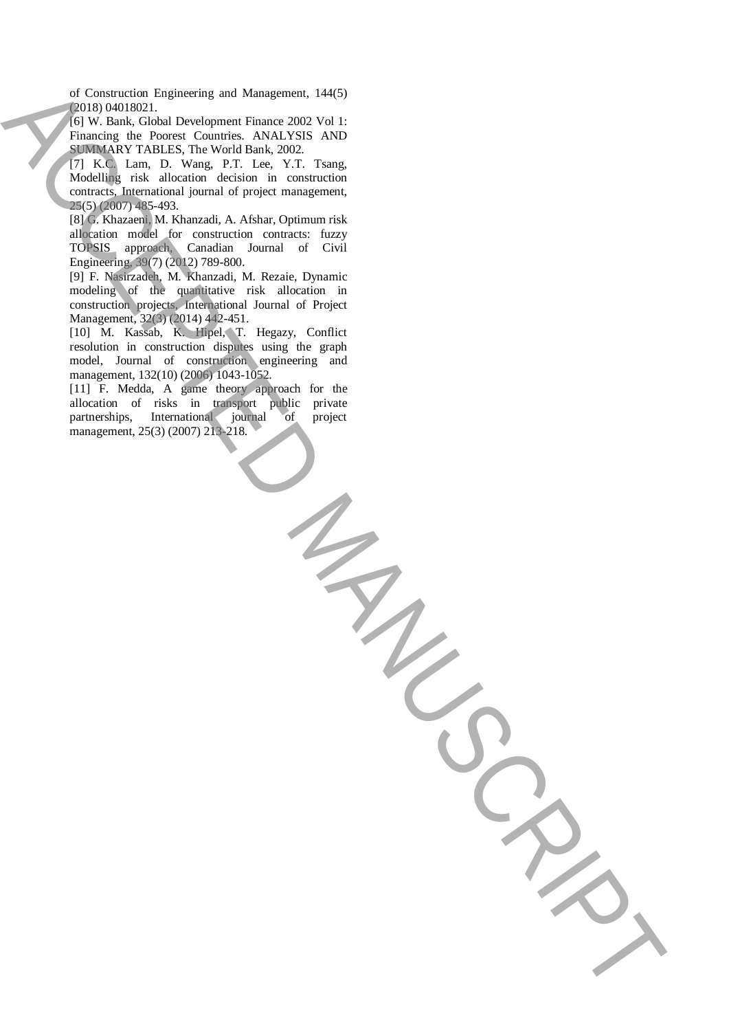of Construction Engineering and Management, 144(5) (2018) 04018021.

[6] W. Bank, Global Development Finance 2002 Vol 1: Financing the Poorest Countries. ANALYSIS AND SUMMARY TABLES, The World Bank, 2002.

[7] K.C. Lam, D. Wang, P.T. Lee, Y.T. Tsang, Modelling risk allocation decision in construction contracts, International journal of project management, 25(5) (2007) 485-493.

[8] G. Khazaeni, M. Khanzadi, A. Afshar, Optimum risk allocation model for construction contracts: fuzzy TOPSIS approach, Canadian Journal of Civil Engineering, 39(7) (2012) 789-800.

[9] F. Nasirzadeh, M. Khanzadi, M. Rezaie, Dynamic modeling of the quantitative risk allocation in construction projects, International Journal of Project Management, 32(3) (2014) 442-451.

[10] M. Kassab, K. Hipel, T. Hegazy, Conflict resolution in construction disputes using the graph model, Journal of construction engineering and management, 132(10) (2006) 1043-1052.

[11] F. Medda, A game theory approach for the allocation of risks in transport public private partnerships, International journal of project management, 25(3) (2007) 213-218.